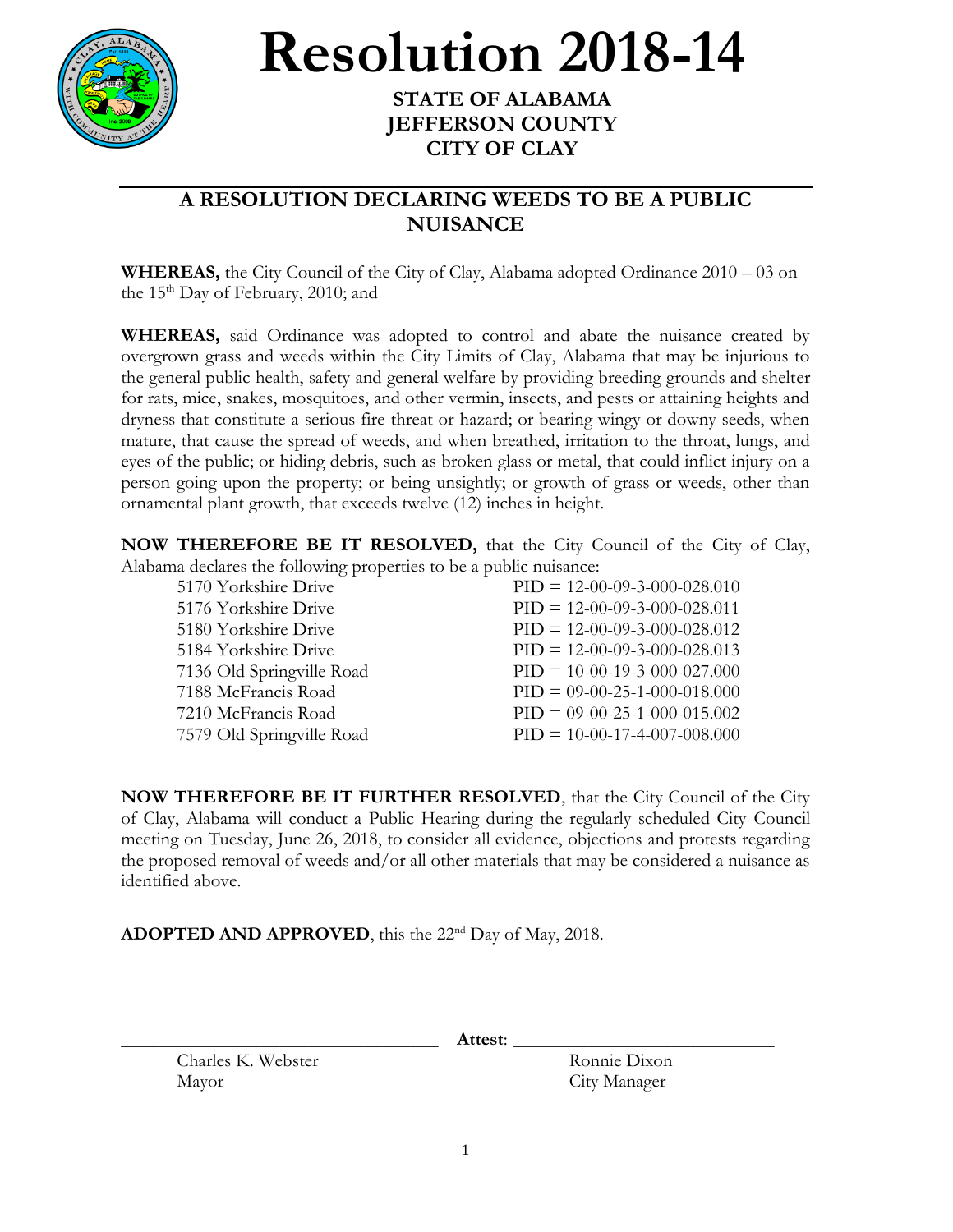# Resolution 2018-14

**STATE OF ALABAMA**
**JEFFERSON COUNTY**
**CITY OF CLAY**

## A RESOLUTION DECLARING WEEDS TO BE A PUBLIC NUISANCE

**WHEREAS,** the City Council of the City of Clay, Alabama adopted Ordinance 2010 – 03 on the 15th Day of February, 2010; and

**WHEREAS,** said Ordinance was adopted to control and abate the nuisance created by overgrown grass and weeds within the City Limits of Clay, Alabama that may be injurious to the general public health, safety and general welfare by providing breeding grounds and shelter for rats, mice, snakes, mosquitoes, and other vermin, insects, and pests or attaining heights and dryness that constitute a serious fire threat or hazard; or bearing wingy or downy seeds, when mature, that cause the spread of weeds, and when breathed, irritation to the throat, lungs, and eyes of the public; or hiding debris, such as broken glass or metal, that could inflict injury on a person going upon the property; or being unsightly; or growth of grass or weeds, other than ornamental plant growth, that exceeds twelve (12) inches in height.

**NOW THEREFORE BE IT RESOLVED,** that the City Council of the City of Clay, Alabama declares the following properties to be a public nuisance:

| Address | PID |
|---|---|
| 5170 Yorkshire Drive | PID = 12-00-09-3-000-028.010 |
| 5176 Yorkshire Drive | PID = 12-00-09-3-000-028.011 |
| 5180 Yorkshire Drive | PID = 12-00-09-3-000-028.012 |
| 5184 Yorkshire Drive | PID = 12-00-09-3-000-028.013 |
| 7136 Old Springville Road | PID = 10-00-19-3-000-027.000 |
| 7188 McFrancis Road | PID = 09-00-25-1-000-018.000 |
| 7210 McFrancis Road | PID = 09-00-25-1-000-015.002 |
| 7579 Old Springville Road | PID = 10-00-17-4-007-008.000 |

**NOW THEREFORE BE IT FURTHER RESOLVED**, that the City Council of the City of Clay, Alabama will conduct a Public Hearing during the regularly scheduled City Council meeting on Tuesday, June 26, 2018, to consider all evidence, objections and protests regarding the proposed removal of weeds and/or all other materials that may be considered a nuisance as identified above.

**ADOPTED AND APPROVED**, this the 22nd Day of May, 2018.

\_\_\_\_\_\_\_\_\_\_\_\_\_\_\_\_\_\_\_\_\_\_\_\_\_\_\_\_\_\_ **Attest**: \_\_\_\_\_\_\_\_\_\_\_\_\_\_\_\_\_\_\_\_\_\_\_\_\_\_\_\_\_\_

Charles K. Webster
Mayor

Ronnie Dixon
City Manager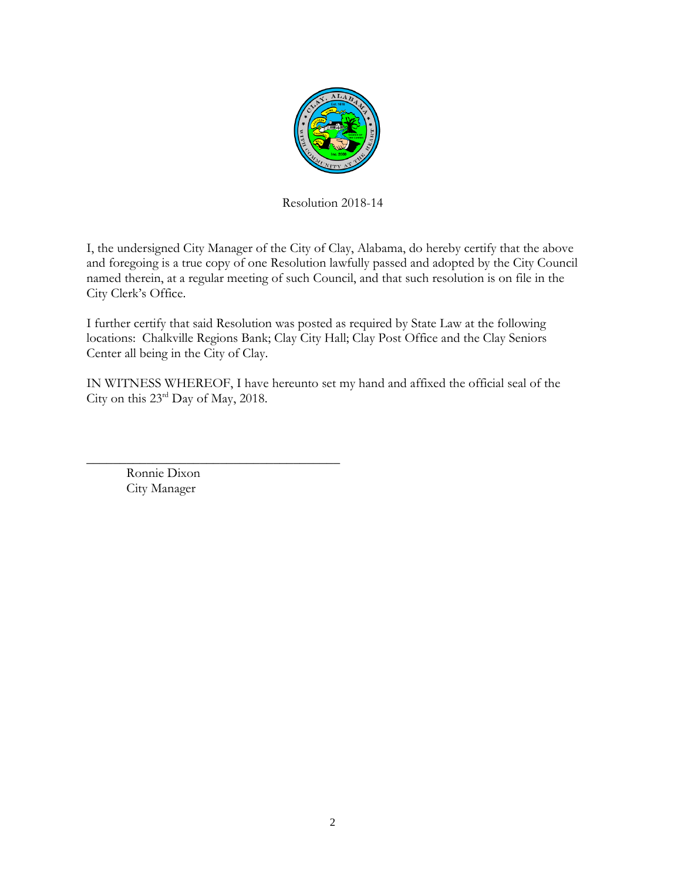Resolution 2018-14

I, the undersigned City Manager of the City of Clay, Alabama, do hereby certify that the above and foregoing is a true copy of one Resolution lawfully passed and adopted by the City Council named therein, at a regular meeting of such Council, and that such resolution is on file in the City Clerk's Office.

I further certify that said Resolution was posted as required by State Law at the following locations: Chalkville Regions Bank; Clay City Hall; Clay Post Office and the Clay Seniors Center all being in the City of Clay.

IN WITNESS WHEREOF, I have hereunto set my hand and affixed the official seal of the City on this 23rd Day of May, 2018.

\_\_\_\_\_\_\_\_\_\_\_\_\_\_\_\_\_\_\_\_\_\_\_\_\_\_\_\_\_\_\_\_\_\_\_\_\_\_\_\_

Ronnie Dixon
City Manager